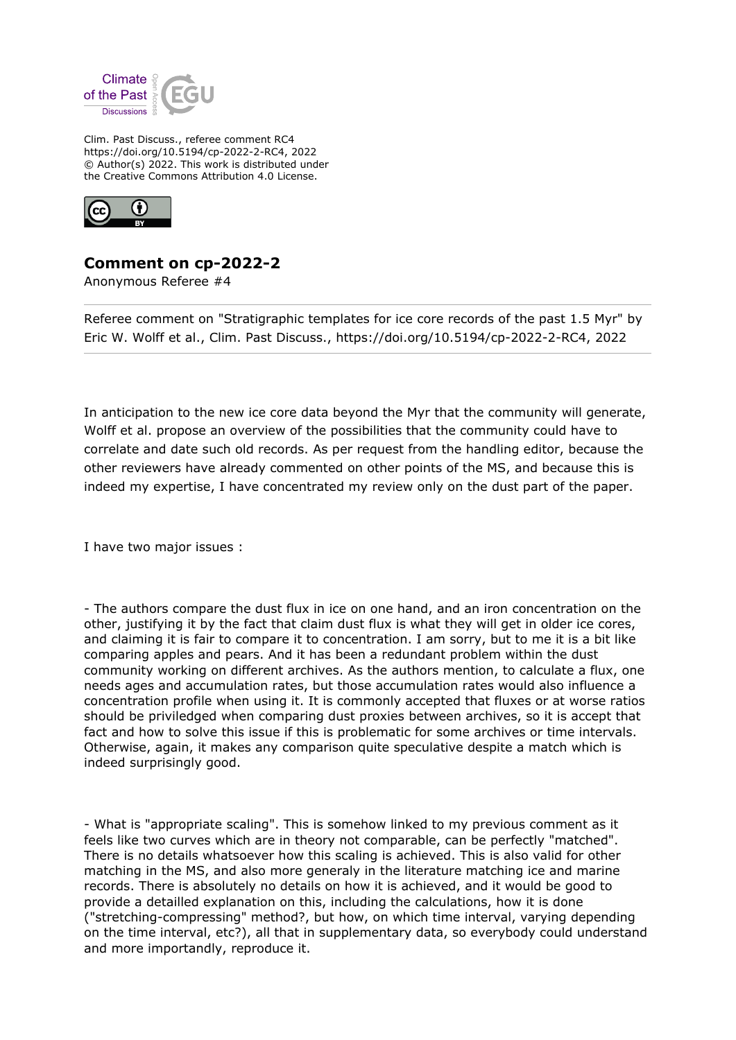Clim. Past Discuss., referee comment RC4
https://doi.org/10.5194/cp-2022-2-RC4, 2022
© Author(s) 2022. This work is distributed under
the Creative Commons Attribution 4.0 License.

## Comment on cp-2022-2

Anonymous Referee #4

---

Referee comment on "Stratigraphic templates for ice core records of the past 1.5 Myr" by Eric W. Wolff et al., Clim. Past Discuss., https://doi.org/10.5194/cp-2022-2-RC4, 2022

---

In anticipation to the new ice core data beyond the Myr that the community will generate, Wolff et al. propose an overview of the possibilities that the community could have to correlate and date such old records. As per request from the handling editor, because the other reviewers have already commented on other points of the MS, and because this is indeed my expertise, I have concentrated my review only on the dust part of the paper.

I have two major issues :

- The authors compare the dust flux in ice on one hand, and an iron concentration on the other, justifying it by the fact that claim dust flux is what they will get in older ice cores, and claiming it is fair to compare it to concentration. I am sorry, but to me it is a bit like comparing apples and pears. And it has been a redundant problem within the dust community working on different archives. As the authors mention, to calculate a flux, one needs ages and accumulation rates, but those accumulation rates would also influence a concentration profile when using it. It is commonly accepted that fluxes or at worse ratios should be priviledged when comparing dust proxies between archives, so it is accept that fact and how to solve this issue if this is problematic for some archives or time intervals. Otherwise, again, it makes any comparison quite speculative despite a match which is indeed surprisingly good.

- What is "appropriate scaling". This is somehow linked to my previous comment as it feels like two curves which are in theory not comparable, can be perfectly "matched". There is no details whatsoever how this scaling is achieved. This is also valid for other matching in the MS, and also more generaly in the literature matching ice and marine records. There is absolutely no details on how it is achieved, and it would be good to provide a detailled explanation on this, including the calculations, how it is done ("stretching-compressing" method?, but how, on which time interval, varying depending on the time interval, etc?), all that in supplementary data, so everybody could understand and more importandly, reproduce it.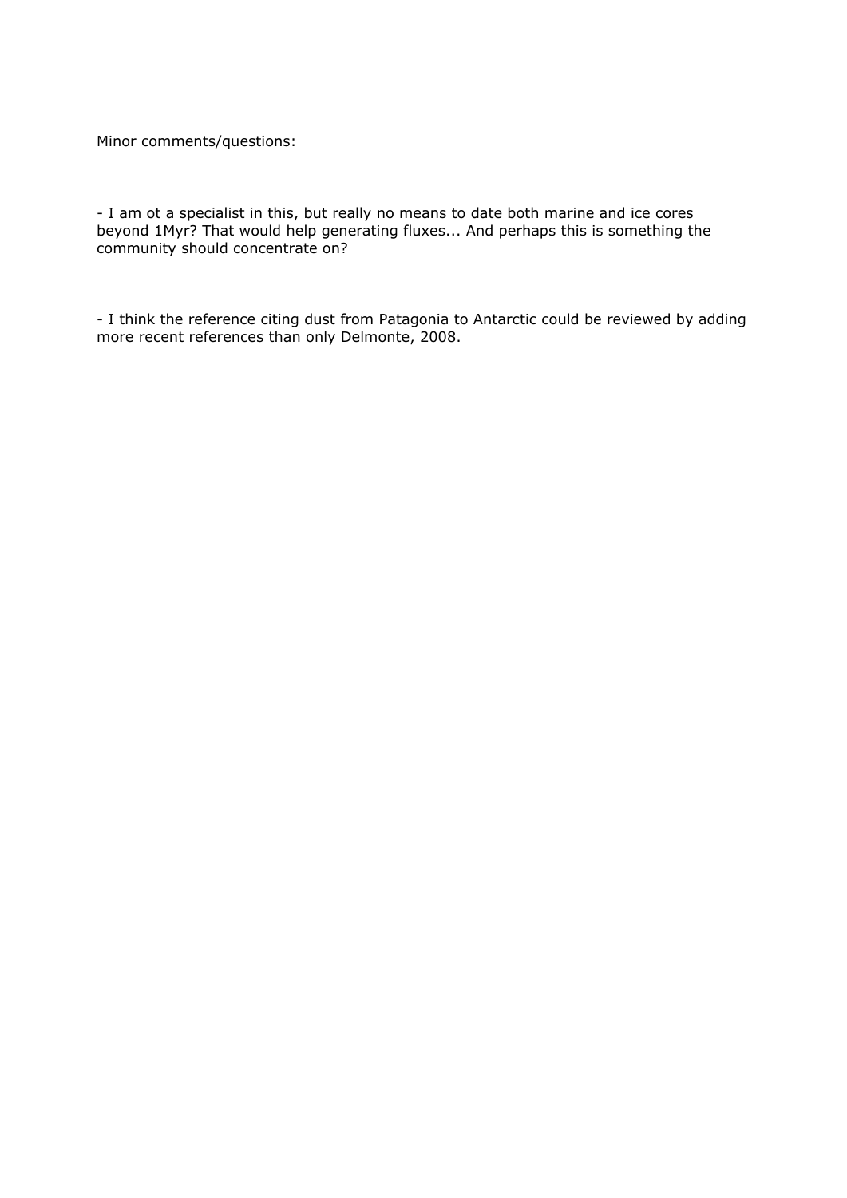Minor comments/questions:

- I am ot a specialist in this, but really no means to date both marine and ice cores beyond 1Myr? That would help generating fluxes... And perhaps this is something the community should concentrate on?

- I think the reference citing dust from Patagonia to Antarctic could be reviewed by adding more recent references than only Delmonte, 2008.